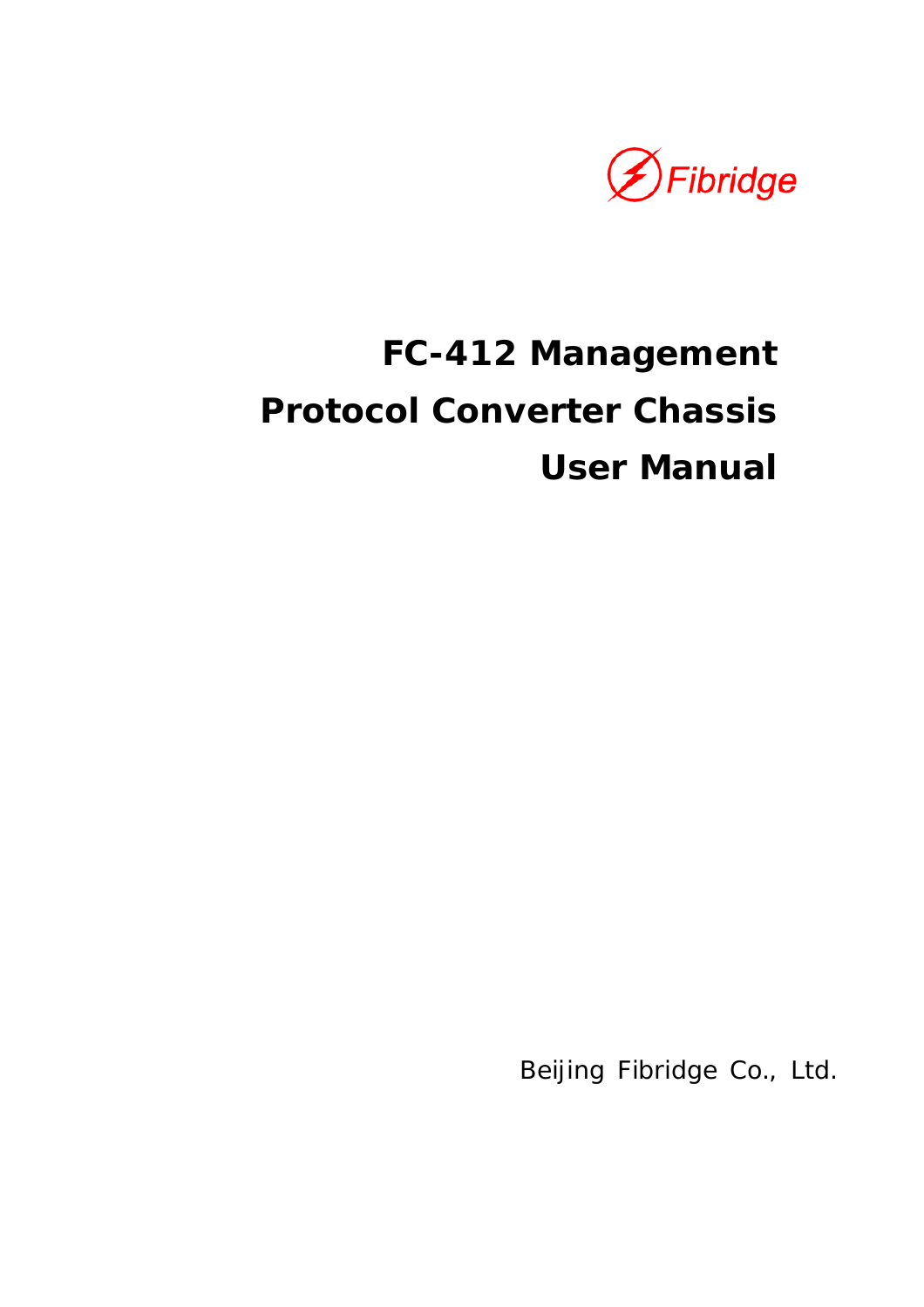Fibridge

# FC-412 Management Protocol Converter Chassis User Manual

Beijing Fibridge Co., Ltd.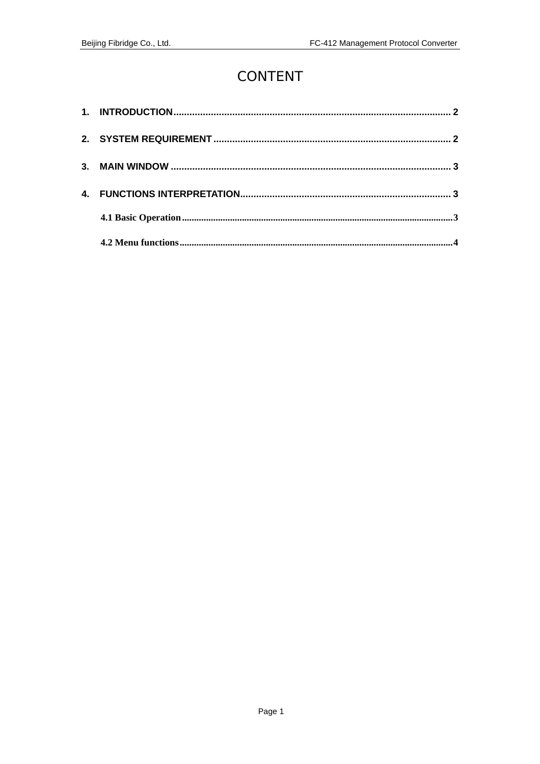# CONTENT

1. **INTRODUCTION** ........................................................................................................ 2

2. **SYSTEM REQUIREMENT** ........................................................................................ 2

3. **MAIN WINDOW** ........................................................................................................ 3

4. **FUNCTIONS INTERPRETATION** ............................................................................. 3

    **4.1 Basic Operation** ................................................................................................. 3

    **4.2 Menu functions** .................................................................................................. 4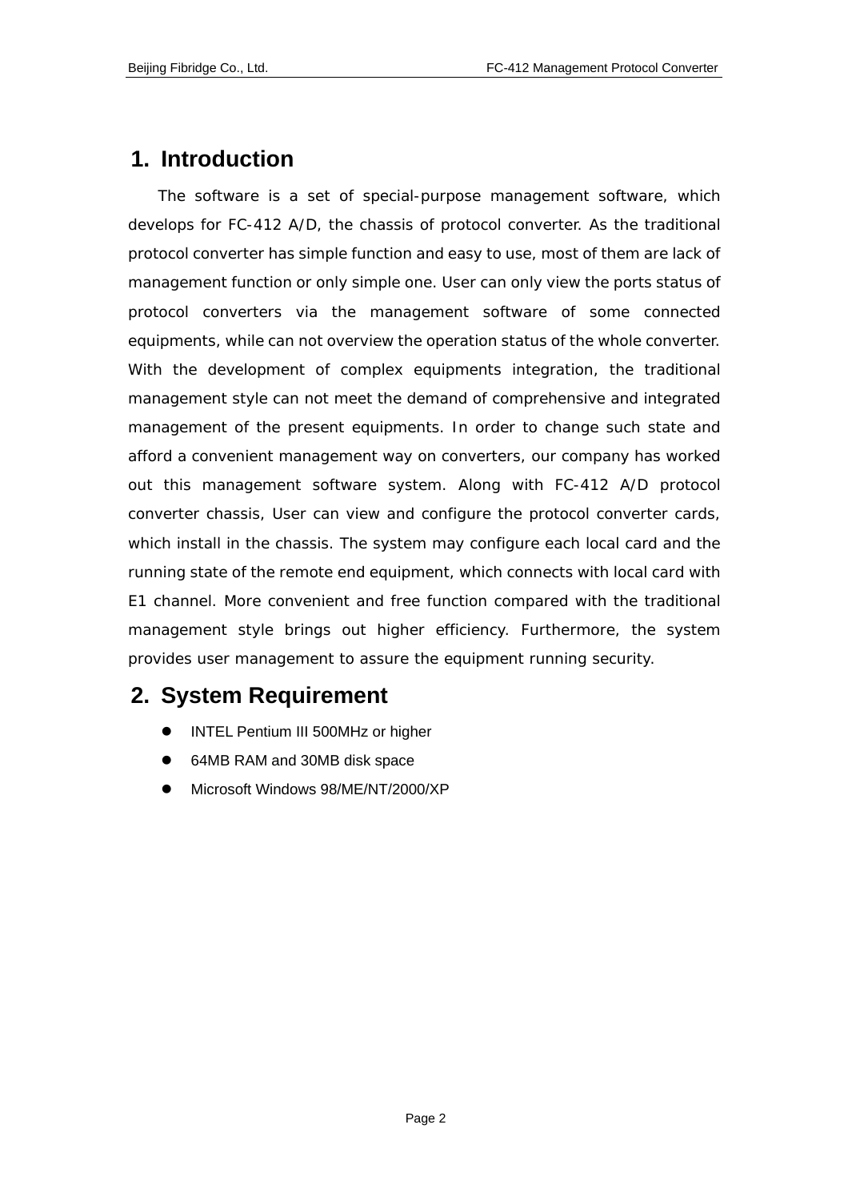# 1. Introduction

The software is a set of special-purpose management software, which develops for FC-412 A/D, the chassis of protocol converter. As the traditional protocol converter has simple function and easy to use, most of them are lack of management function or only simple one. User can only view the ports status of protocol converters via the management software of some connected equipments, while can not overview the operation status of the whole converter. With the development of complex equipments integration, the traditional management style can not meet the demand of comprehensive and integrated management of the present equipments. In order to change such state and afford a convenient management way on converters, our company has worked out this management software system. Along with FC-412 A/D protocol converter chassis, User can view and configure the protocol converter cards, which install in the chassis. The system may configure each local card and the running state of the remote end equipment, which connects with local card with E1 channel. More convenient and free function compared with the traditional management style brings out higher efficiency. Furthermore, the system provides user management to assure the equipment running security.

# 2. System Requirement

- INTEL Pentium III 500MHz or higher
- 64MB RAM and 30MB disk space
- Microsoft Windows 98/ME/NT/2000/XP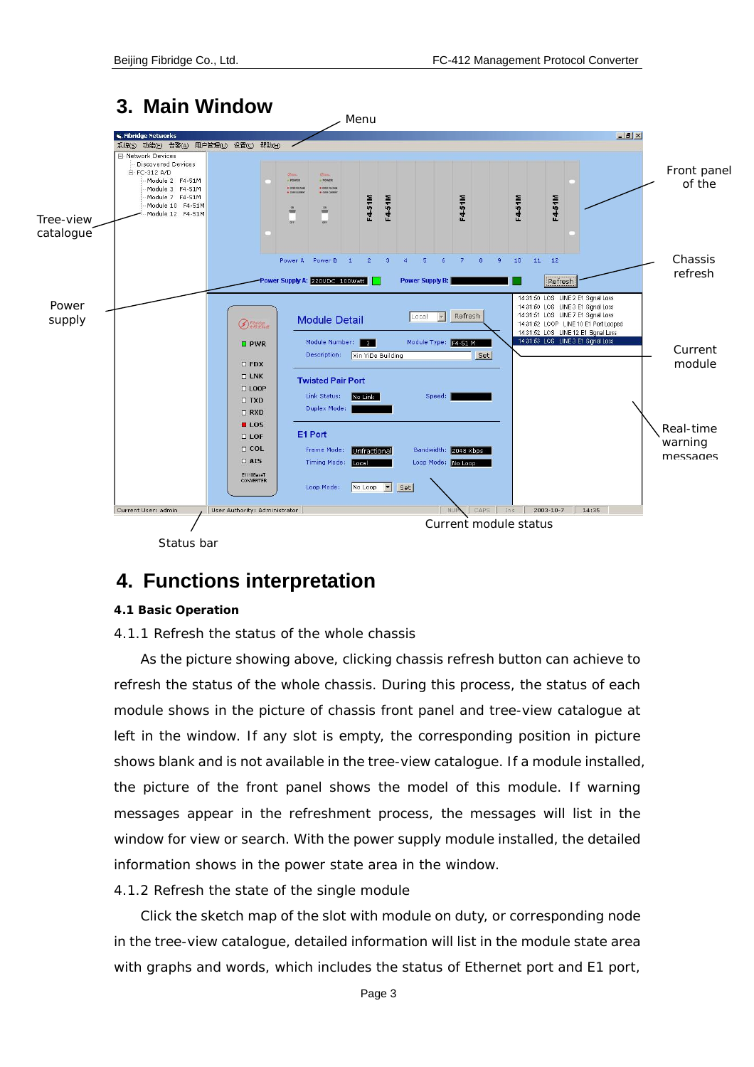## 3. Main Window

Menu

Tree-view catalogue

Power supply

Front panel of the

Chassis refresh

Current module

Real-time warning messages

Current module status

Status bar

## 4. Functions interpretation

### 4.1 Basic Operation

4.1.1 Refresh the status of the whole chassis

As the picture showing above, clicking chassis refresh button can achieve to refresh the status of the whole chassis. During this process, the status of each module shows in the picture of chassis front panel and tree-view catalogue at left in the window. If any slot is empty, the corresponding position in picture shows blank and is not available in the tree-view catalogue. If a module installed, the picture of the front panel shows the model of this module. If warning messages appear in the refreshment process, the messages will list in the window for view or search. With the power supply module installed, the detailed information shows in the power state area in the window.

4.1.2 Refresh the state of the single module

Click the sketch map of the slot with module on duty, or corresponding node in the tree-view catalogue, detailed information will list in the module state area with graphs and words, which includes the status of Ethernet port and E1 port,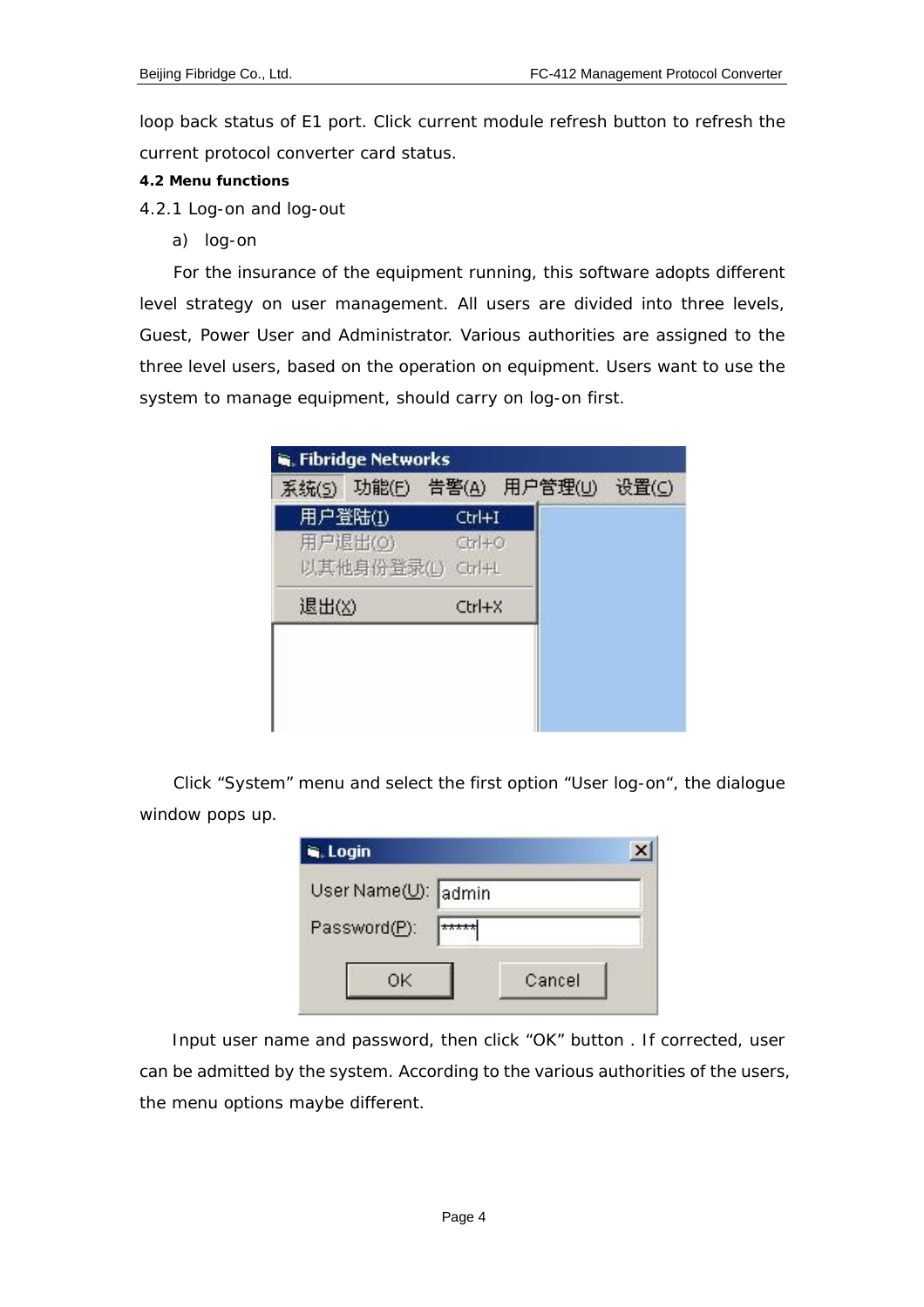loop back status of E1 port. Click current module refresh button to refresh the current protocol converter card status.

### 4.2 Menu functions

4.2.1 Log-on and log-out

a) log-on

For the insurance of the equipment running, this software adopts different level strategy on user management. All users are divided into three levels, Guest, Power User and Administrator. Various authorities are assigned to the three level users, based on the operation on equipment. Users want to use the system to manage equipment, should carry on log-on first.

Click “System” menu and select the first option “User log-on“, the dialogue window pops up.

Input user name and password, then click “OK” button . If corrected, user can be admitted by the system. According to the various authorities of the users, the menu options maybe different.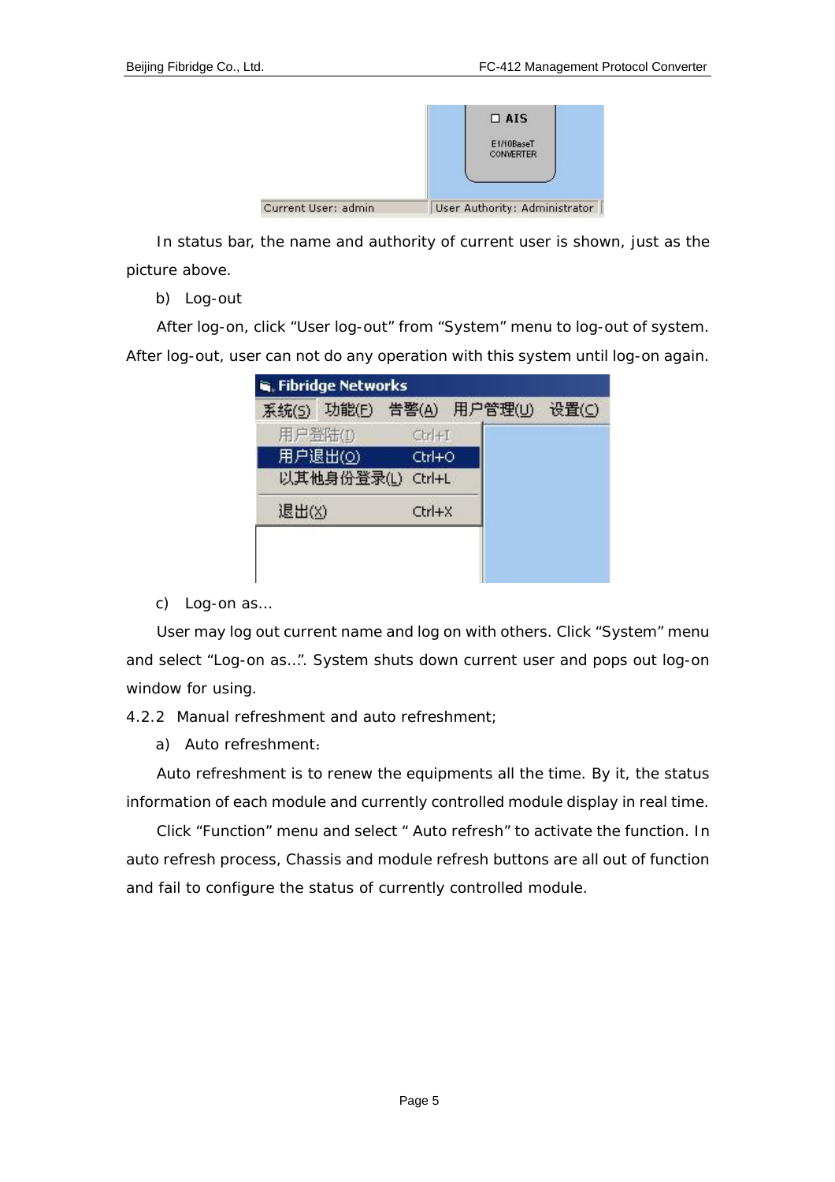In status bar, the name and authority of current user is shown, just as the picture above.

b) Log-out

After log-on, click “User log-out” from “System” menu to log-out of system. After log-out, user can not do any operation with this system until log-on again.

c) Log-on as...

User may log out current name and log on with others. Click “System” menu and select “Log-on as...”. System shuts down current user and pops out log-on window for using.

4.2.2 Manual refreshment and auto refreshment;

a) Auto refreshment:

Auto refreshment is to renew the equipments all the time. By it, the status information of each module and currently controlled module display in real time.

Click “Function” menu and select “ Auto refresh” to activate the function. In auto refresh process, Chassis and module refresh buttons are all out of function and fail to configure the status of currently controlled module.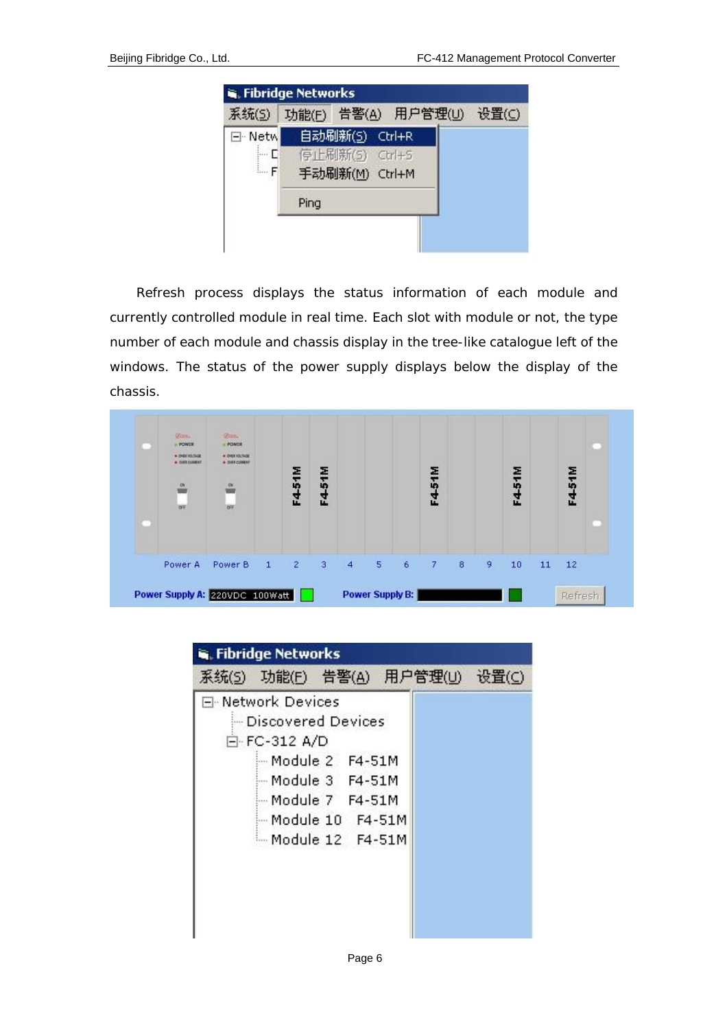Refresh process displays the status information of each module and currently controlled module in real time. Each slot with module or not, the type number of each module and chassis display in the tree-like catalogue left of the windows. The status of the power supply displays below the display of the chassis.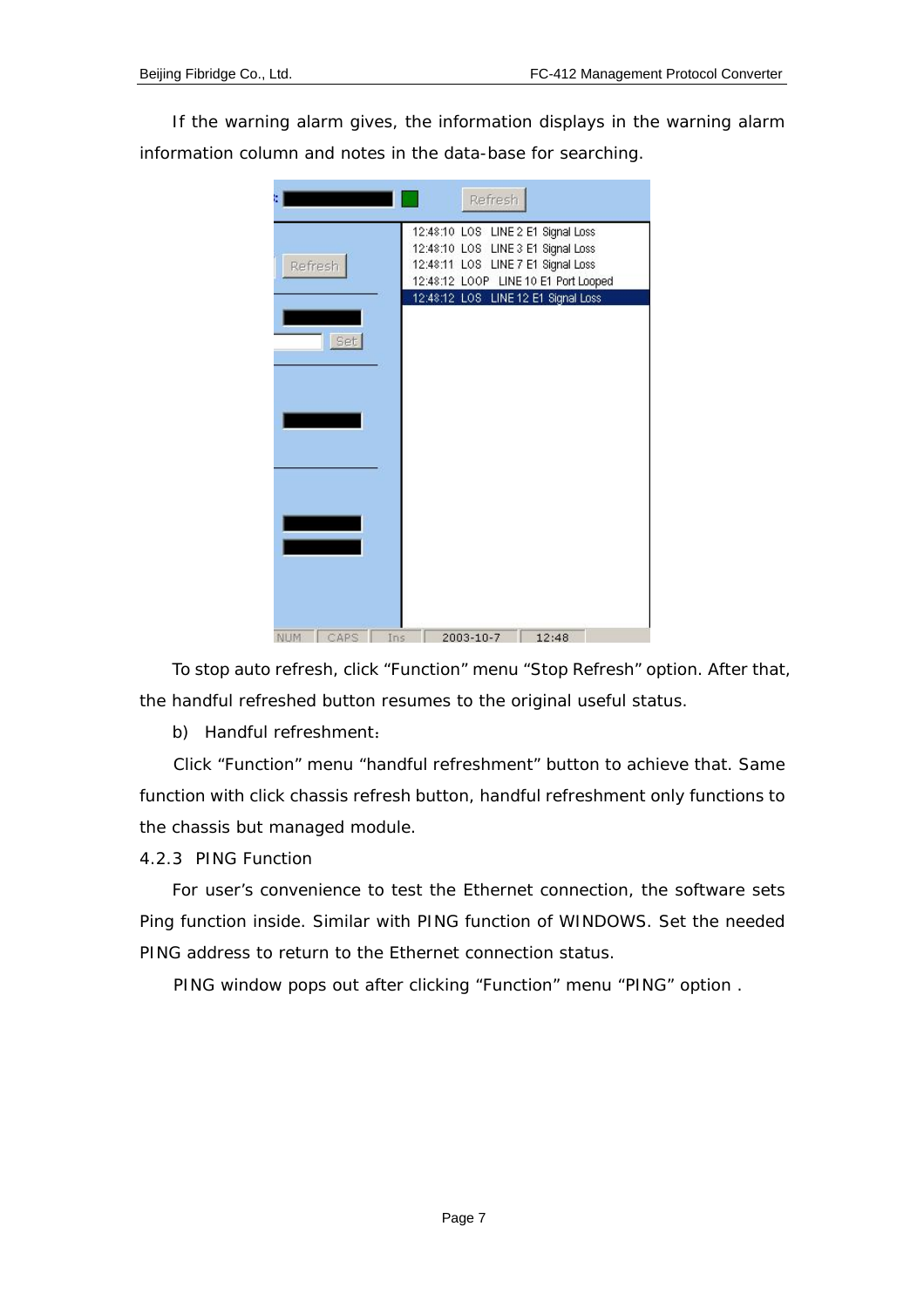If the warning alarm gives, the information displays in the warning alarm information column and notes in the data-base for searching.

To stop auto refresh, click “Function” menu “Stop Refresh” option. After that, the handful refreshed button resumes to the original useful status.

b) Handful refreshment：

Click “Function” menu “handful refreshment” button to achieve that. Same function with click chassis refresh button, handful refreshment only functions to the chassis but managed module.

### 4.2.3 PING Function

For user’s convenience to test the Ethernet connection, the software sets Ping function inside. Similar with PING function of WINDOWS. Set the needed PING address to return to the Ethernet connection status.

PING window pops out after clicking “Function” menu “PING” option .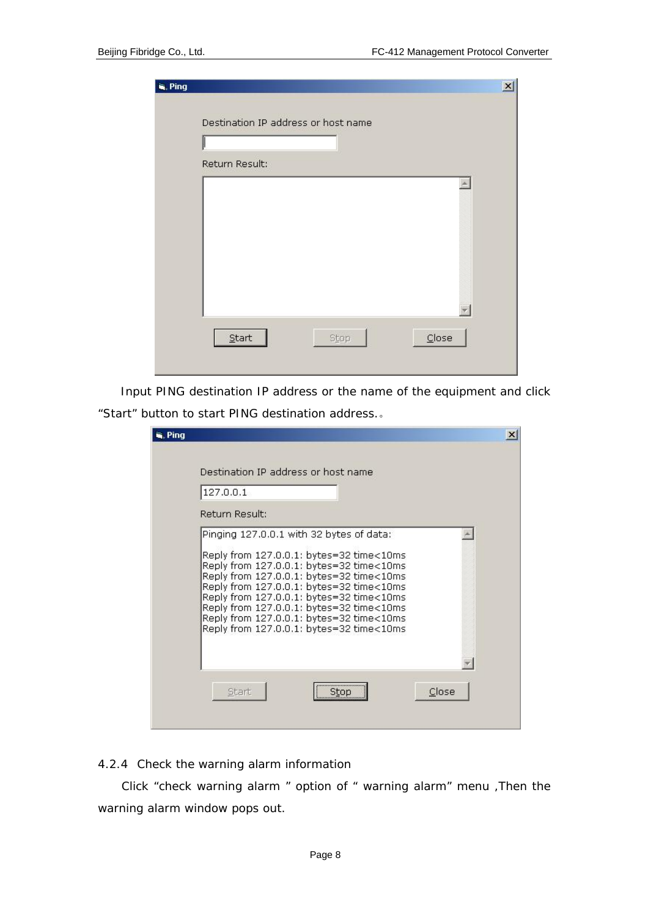Input PING destination IP address or the name of the equipment and click "Start" button to start PING destination address.。

4.2.4 Check the warning alarm information

Click "check warning alarm " option of " warning alarm" menu ,Then the warning alarm window pops out.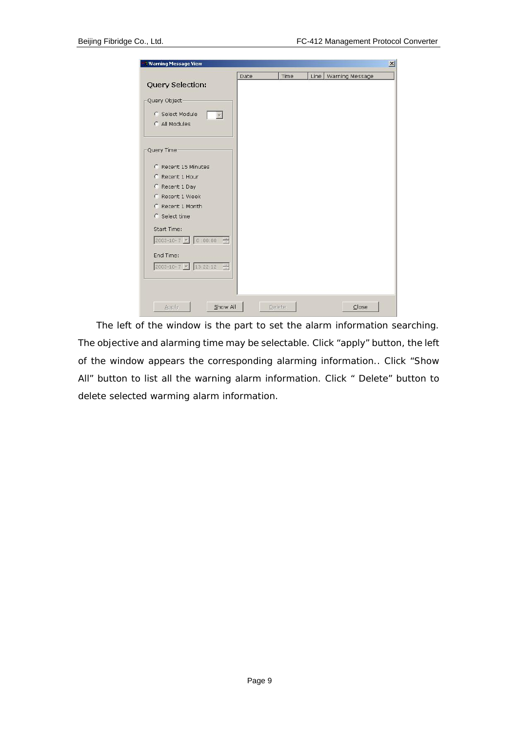The left of the window is the part to set the alarm information searching. The objective and alarming time may be selectable. Click “apply” button, the left of the window appears the corresponding alarming information.. Click “Show All” button to list all the warning alarm information. Click “ Delete” button to delete selected warming alarm information.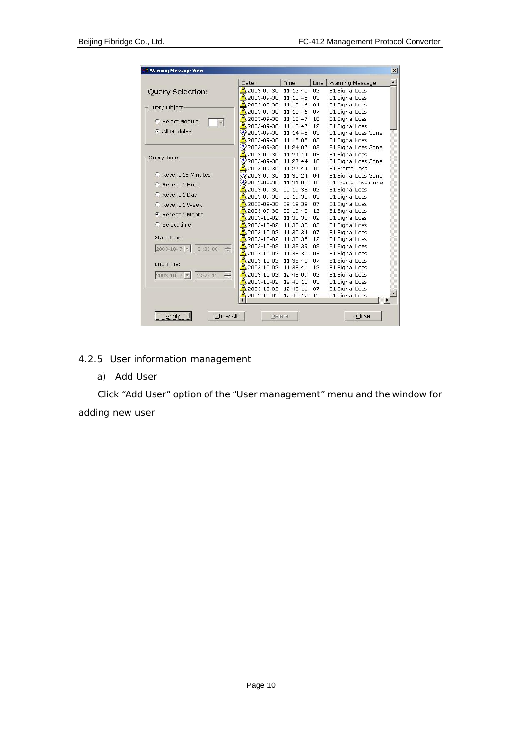**Warning Message View**

Query Selection:

Query Object
- Select Module
- All Modules

Query Time
- Recent 15 Minutes
- Recent 1 Hour
- Recent 1 Day
- Recent 1 Week
- Recent 1 Month
- Select time

Start Time: 2003-10- 7 | 0 :00:00

End Time: 2003-10- 7 | 13:22:12

| Date | Time | Line | Warning Message |
|---|---|---|---|
| 2003-09-30 | 11:13:45 | 02 | E1 Signal Loss |
| 2003-09-30 | 11:13:45 | 03 | E1 Signal Loss |
| 2003-09-30 | 11:13:46 | 04 | E1 Signal Loss |
| 2003-09-30 | 11:13:46 | 07 | E1 Signal Loss |
| 2003-09-30 | 11:13:47 | 10 | E1 Signal Loss |
| 2003-09-30 | 11:13:47 | 12 | E1 Signal Loss |
| 2003-09-30 | 11:14:45 | 03 | E1 Signal Loss Gone |
| 2003-09-30 | 11:15:05 | 03 | E1 Signal Loss |
| 2003-09-30 | 11:24:07 | 03 | E1 Signal Loss Gone |
| 2003-09-30 | 11:24:14 | 03 | E1 Signal Loss |
| 2003-09-30 | 11:27:44 | 10 | E1 Signal Loss Gone |
| 2003-09-30 | 11:27:44 | 10 | E1 Frame Loss |
| 2003-09-30 | 11:30:24 | 04 | E1 Signal Loss Gone |
| 2003-09-30 | 11:31:08 | 10 | E1 Frame Loss Gone |
| 2003-09-30 | 09:19:38 | 02 | E1 Signal Loss |
| 2003-09-30 | 09:19:38 | 03 | E1 Signal Loss |
| 2003-09-30 | 09:19:39 | 07 | E1 Signal Loss |
| 2003-09-30 | 09:19:40 | 12 | E1 Signal Loss |
| 2003-10-02 | 11:30:33 | 02 | E1 Signal Loss |
| 2003-10-02 | 11:30:33 | 03 | E1 Signal Loss |
| 2003-10-02 | 11:30:34 | 07 | E1 Signal Loss |
| 2003-10-02 | 11:30:35 | 12 | E1 Signal Loss |
| 2003-10-02 | 11:38:39 | 02 | E1 Signal Loss |
| 2003-10-02 | 11:38:39 | 03 | E1 Signal Loss |
| 2003-10-02 | 11:38:40 | 07 | E1 Signal Loss |
| 2003-10-02 | 11:38:41 | 12 | E1 Signal Loss |
| 2003-10-02 | 12:48:09 | 02 | E1 Signal Loss |
| 2003-10-02 | 12:48:10 | 03 | E1 Signal Loss |
| 2003-10-02 | 12:48:11 | 07 | E1 Signal Loss |
| 2003-10-02 | 12:48:12 | 12 | E1 Signal Loss |

Apply | Show All | Delete | Close

### 4.2.5 User information management

a) Add User

Click “Add User” option of the “User management” menu and the window for adding new user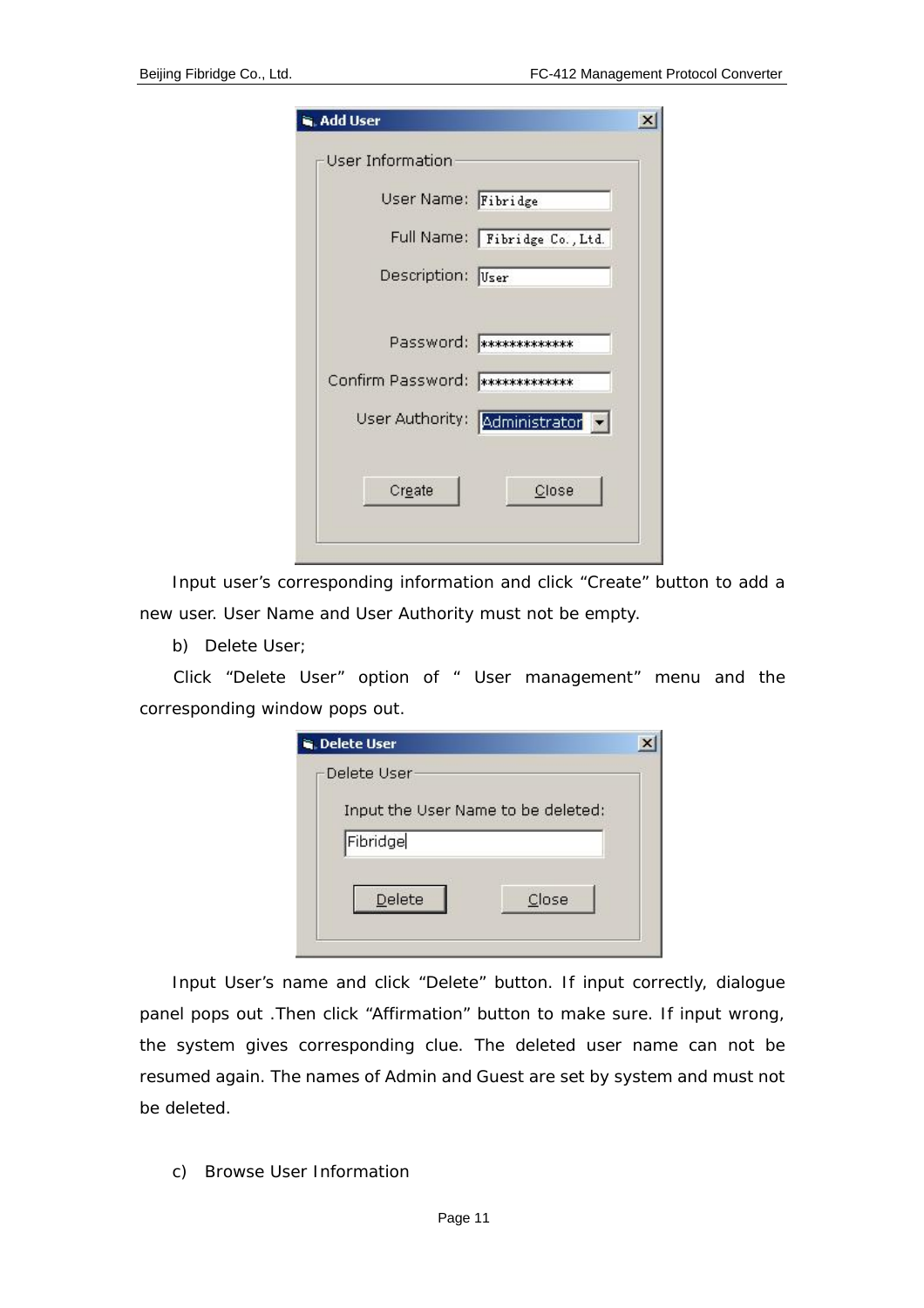Input user's corresponding information and click "Create" button to add a new user. User Name and User Authority must not be empty.

b) Delete User;

Click "Delete User" option of " User management" menu and the corresponding window pops out.

Input User's name and click "Delete" button. If input correctly, dialogue panel pops out .Then click "Affirmation" button to make sure. If input wrong, the system gives corresponding clue. The deleted user name can not be resumed again. The names of Admin and Guest are set by system and must not be deleted.

c) Browse User Information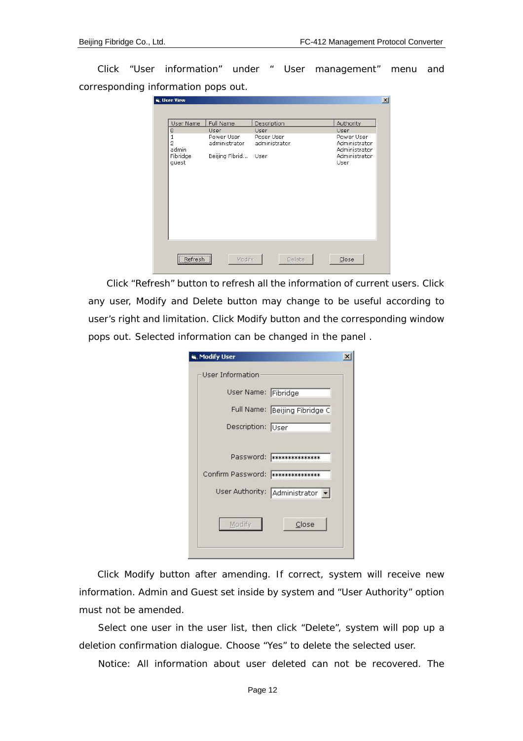Click "User information" under " User management" menu and corresponding information pops out.

Click "Refresh" button to refresh all the information of current users. Click any user, Modify and Delete button may change to be useful according to user's right and limitation. Click Modify button and the corresponding window pops out. Selected information can be changed in the panel .

Click Modify button after amending. If correct, system will receive new information. Admin and Guest set inside by system and "User Authority" option must not be amended.

Select one user in the user list, then click "Delete", system will pop up a deletion confirmation dialogue. Choose "Yes" to delete the selected user.

Notice: All information about user deleted can not be recovered. The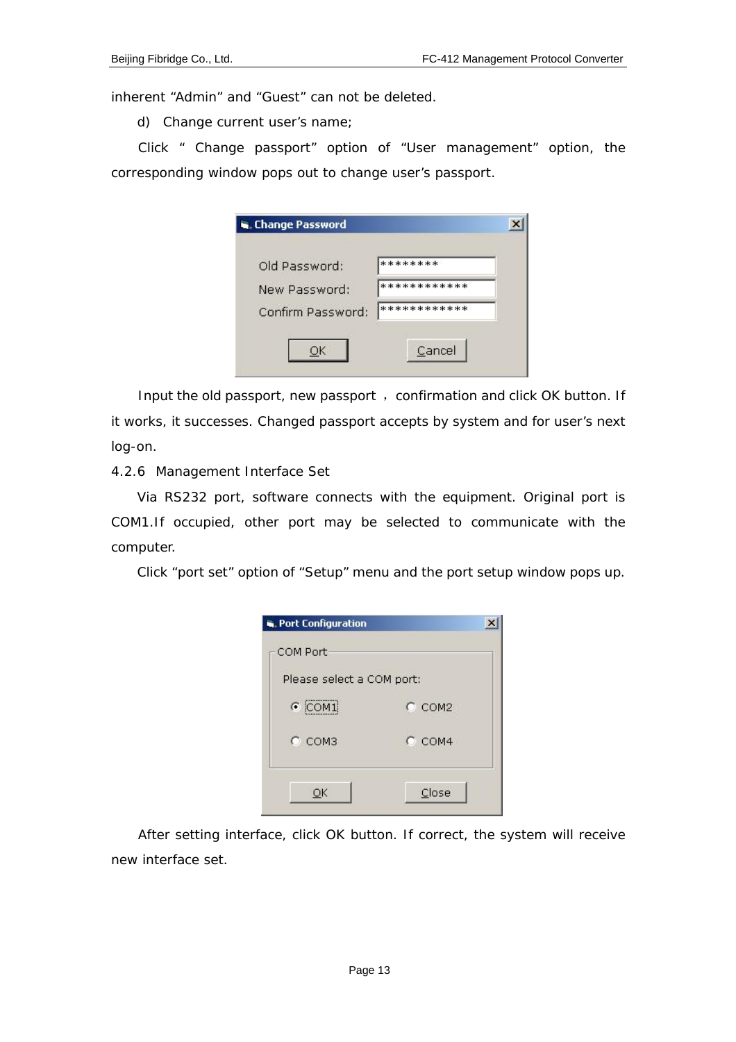inherent "Admin" and "Guest" can not be deleted.

d) Change current user's name;

Click " Change passport" option of "User management" option, the corresponding window pops out to change user's passport.

Change Password

Old Password: ********

New Password: ************

Confirm Password: ************

OK Cancel

Input the old passport, new passport ， confirmation and click OK button. If it works, it successes. Changed passport accepts by system and for user's next log-on.

4.2.6 Management Interface Set

Via RS232 port, software connects with the equipment. Original port is COM1.If occupied, other port may be selected to communicate with the computer.

Click "port set" option of "Setup" menu and the port setup window pops up.

Port Configuration

COM Port

Please select a COM port:

COM1 COM2

COM3 COM4

OK Close

After setting interface, click OK button. If correct, the system will receive new interface set.